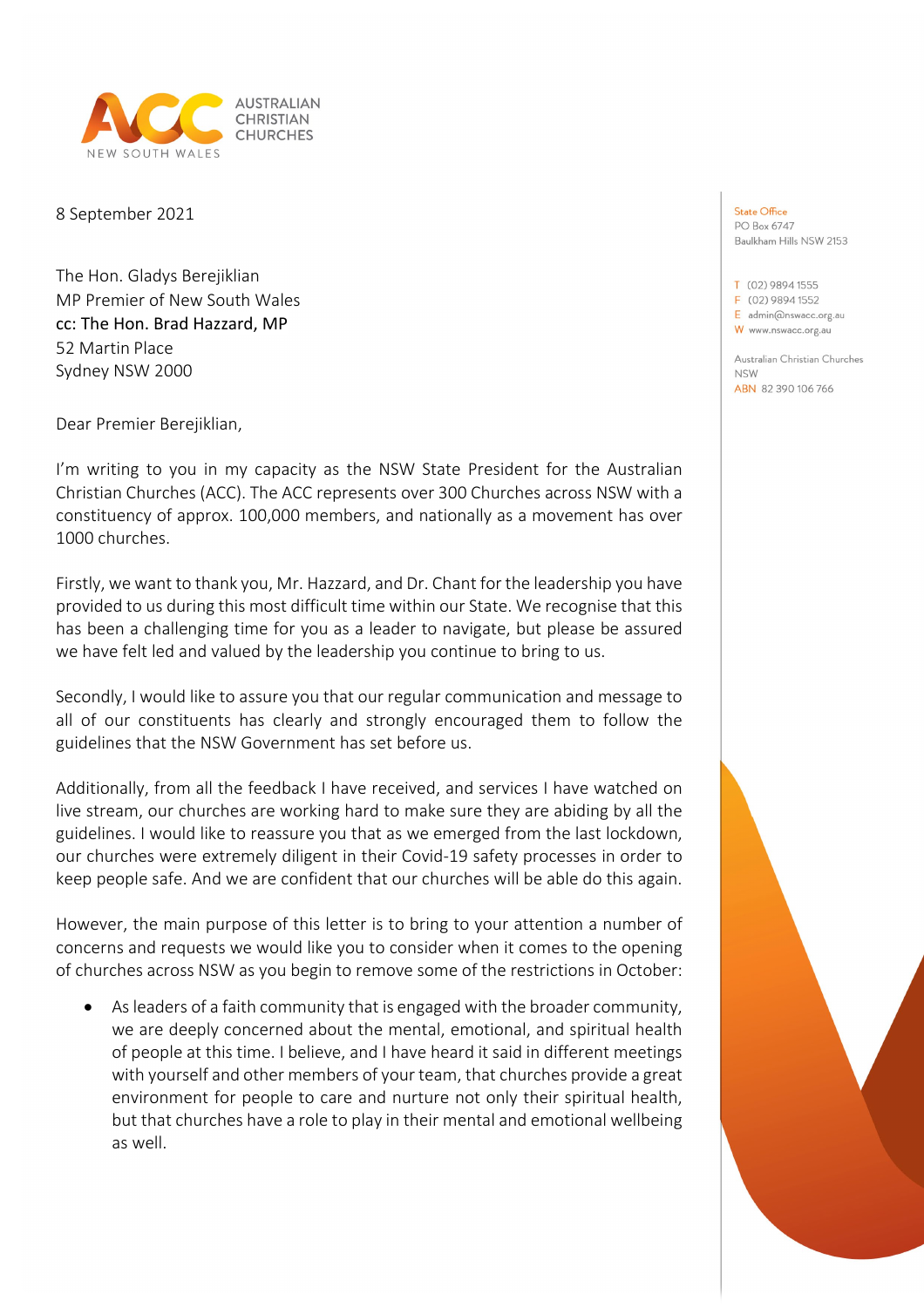AUSTRALIAN CHRISTIAN CHURCHES
NEW SOUTH WALES

8 September 2021

State Office
PO Box 6747
Baulkham Hills NSW 2153

T (02) 9894 1555
F (02) 9894 1552
E admin@nswacc.org.au
W www.nswacc.org.au

Australian Christian Churches NSW
ABN 82 390 106 766

The Hon. Gladys Berejiklian
MP Premier of New South Wales
cc: The Hon. Brad Hazzard, MP
52 Martin Place
Sydney NSW 2000

Dear Premier Berejiklian,

I'm writing to you in my capacity as the NSW State President for the Australian Christian Churches (ACC). The ACC represents over 300 Churches across NSW with a constituency of approx. 100,000 members, and nationally as a movement has over 1000 churches.

Firstly, we want to thank you, Mr. Hazzard, and Dr. Chant for the leadership you have provided to us during this most difficult time within our State. We recognise that this has been a challenging time for you as a leader to navigate, but please be assured we have felt led and valued by the leadership you continue to bring to us.

Secondly, I would like to assure you that our regular communication and message to all of our constituents has clearly and strongly encouraged them to follow the guidelines that the NSW Government has set before us.

Additionally, from all the feedback I have received, and services I have watched on live stream, our churches are working hard to make sure they are abiding by all the guidelines. I would like to reassure you that as we emerged from the last lockdown, our churches were extremely diligent in their Covid-19 safety processes in order to keep people safe. And we are confident that our churches will be able do this again.

However, the main purpose of this letter is to bring to your attention a number of concerns and requests we would like you to consider when it comes to the opening of churches across NSW as you begin to remove some of the restrictions in October:

- As leaders of a faith community that is engaged with the broader community, we are deeply concerned about the mental, emotional, and spiritual health of people at this time. I believe, and I have heard it said in different meetings with yourself and other members of your team, that churches provide a great environment for people to care and nurture not only their spiritual health, but that churches have a role to play in their mental and emotional wellbeing as well.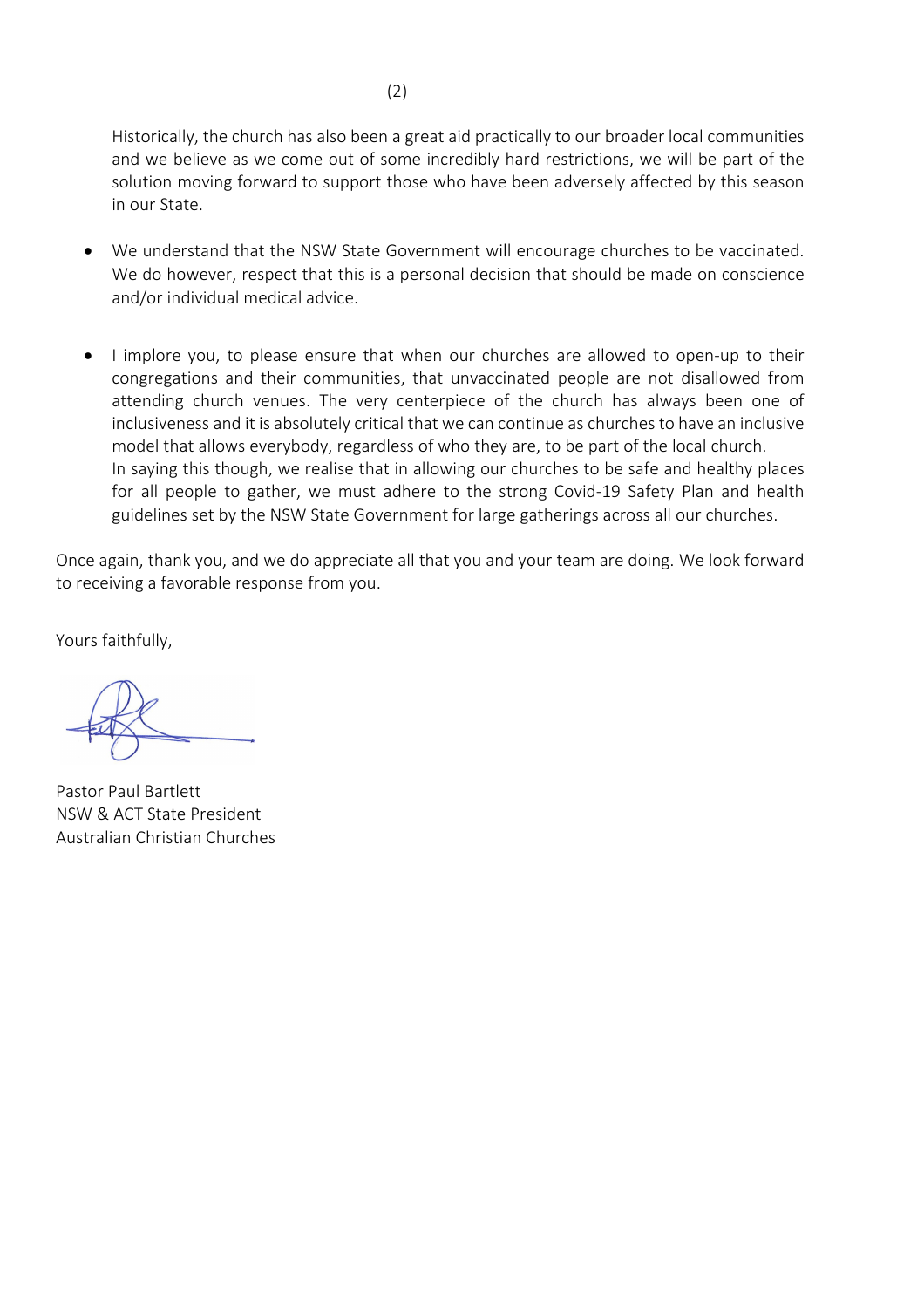Historically, the church has also been a great aid practically to our broader local communities and we believe as we come out of some incredibly hard restrictions, we will be part of the solution moving forward to support those who have been adversely affected by this season in our State.

- We understand that the NSW State Government will encourage churches to be vaccinated. We do however, respect that this is a personal decision that should be made on conscience and/or individual medical advice.

- I implore you, to please ensure that when our churches are allowed to open-up to their congregations and their communities, that unvaccinated people are not disallowed from attending church venues. The very centerpiece of the church has always been one of inclusiveness and it is absolutely critical that we can continue as churches to have an inclusive model that allows everybody, regardless of who they are, to be part of the local church.
  In saying this though, we realise that in allowing our churches to be safe and healthy places for all people to gather, we must adhere to the strong Covid-19 Safety Plan and health guidelines set by the NSW State Government for large gatherings across all our churches.

Once again, thank you, and we do appreciate all that you and your team are doing. We look forward to receiving a favorable response from you.

Yours faithfully,

Pastor Paul Bartlett
NSW & ACT State President
Australian Christian Churches